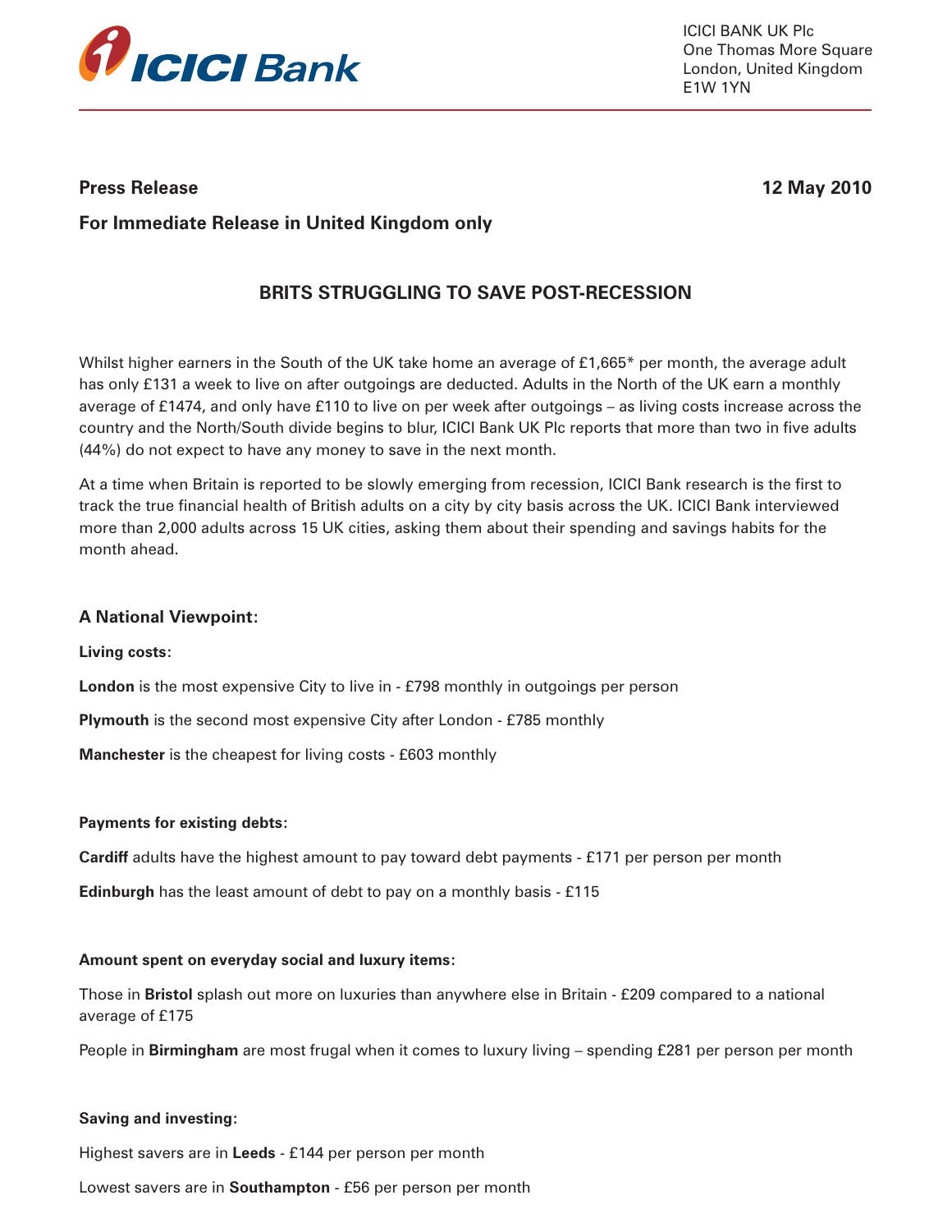ICICI BANK UK Plc
One Thomas More Square
London, United Kingdom
E1W 1YN

**Press Release** **12 May 2010**

**For Immediate Release in United Kingdom only**

## BRITS STRUGGLING TO SAVE POST-RECESSION

Whilst higher earners in the South of the UK take home an average of £1,665* per month, the average adult has only £131 a week to live on after outgoings are deducted. Adults in the North of the UK earn a monthly average of £1474, and only have £110 to live on per week after outgoings – as living costs increase across the country and the North/South divide begins to blur, ICICI Bank UK Plc reports that more than two in five adults (44%) do not expect to have any money to save in the next month.

At a time when Britain is reported to be slowly emerging from recession, ICICI Bank research is the first to track the true financial health of British adults on a city by city basis across the UK. ICICI Bank interviewed more than 2,000 adults across 15 UK cities, asking them about their spending and savings habits for the month ahead.

### A National Viewpoint:

**Living costs:**

**London** is the most expensive City to live in - £798 monthly in outgoings per person

**Plymouth** is the second most expensive City after London - £785 monthly

**Manchester** is the cheapest for living costs - £603 monthly

**Payments for existing debts:**

**Cardiff** adults have the highest amount to pay toward debt payments - £171 per person per month

**Edinburgh** has the least amount of debt to pay on a monthly basis - £115

**Amount spent on everyday social and luxury items:**

Those in **Bristol** splash out more on luxuries than anywhere else in Britain - £209 compared to a national average of £175

People in **Birmingham** are most frugal when it comes to luxury living – spending £281 per person per month

**Saving and investing:**

Highest savers are in **Leeds** - £144 per person per month

Lowest savers are in **Southampton** - £56 per person per month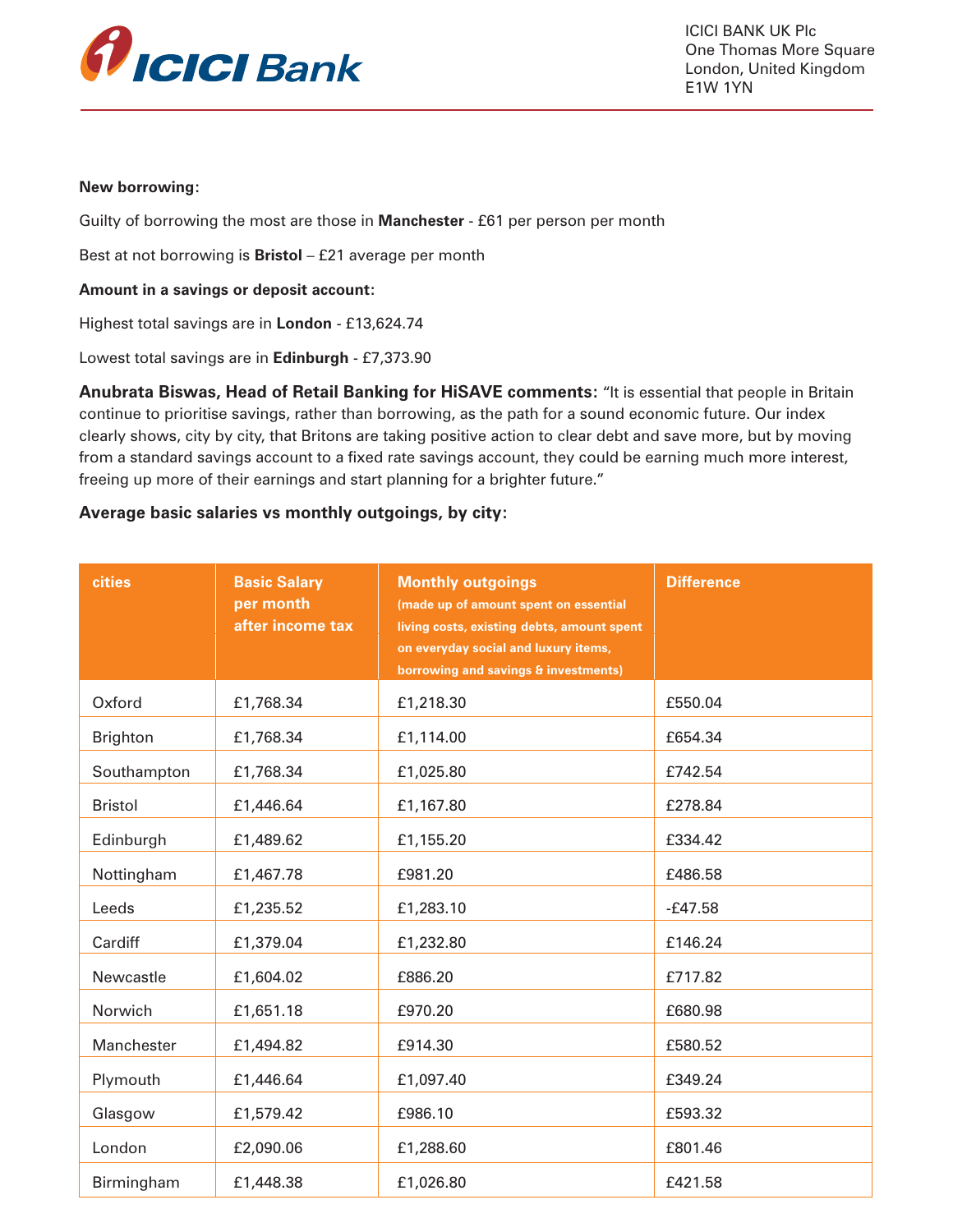**New borrowing:**

Guilty of borrowing the most are those in **Manchester** - £61 per person per month

Best at not borrowing is **Bristol** – £21 average per month

**Amount in a savings or deposit account:**

Highest total savings are in **London** - £13,624.74

Lowest total savings are in **Edinburgh** - £7,373.90

**Anubrata Biswas, Head of Retail Banking for HiSAVE comments:** "It is essential that people in Britain continue to prioritise savings, rather than borrowing, as the path for a sound economic future. Our index clearly shows, city by city, that Britons are taking positive action to clear debt and save more, but by moving from a standard savings account to a fixed rate savings account, they could be earning much more interest, freeing up more of their earnings and start planning for a brighter future."

**Average basic salaries vs monthly outgoings, by city:**

| cities | Basic Salary per month after income tax | Monthly outgoings (made up of amount spent on essential living costs, existing debts, amount spent on everyday social and luxury items, borrowing and savings & investments) | Difference |
|---|---|---|---|
| Oxford | £1,768.34 | £1,218.30 | £550.04 |
| Brighton | £1,768.34 | £1,114.00 | £654.34 |
| Southampton | £1,768.34 | £1,025.80 | £742.54 |
| Bristol | £1,446.64 | £1,167.80 | £278.84 |
| Edinburgh | £1,489.62 | £1,155.20 | £334.42 |
| Nottingham | £1,467.78 | £981.20 | £486.58 |
| Leeds | £1,235.52 | £1,283.10 | -£47.58 |
| Cardiff | £1,379.04 | £1,232.80 | £146.24 |
| Newcastle | £1,604.02 | £886.20 | £717.82 |
| Norwich | £1,651.18 | £970.20 | £680.98 |
| Manchester | £1,494.82 | £914.30 | £580.52 |
| Plymouth | £1,446.64 | £1,097.40 | £349.24 |
| Glasgow | £1,579.42 | £986.10 | £593.32 |
| London | £2,090.06 | £1,288.60 | £801.46 |
| Birmingham | £1,448.38 | £1,026.80 | £421.58 |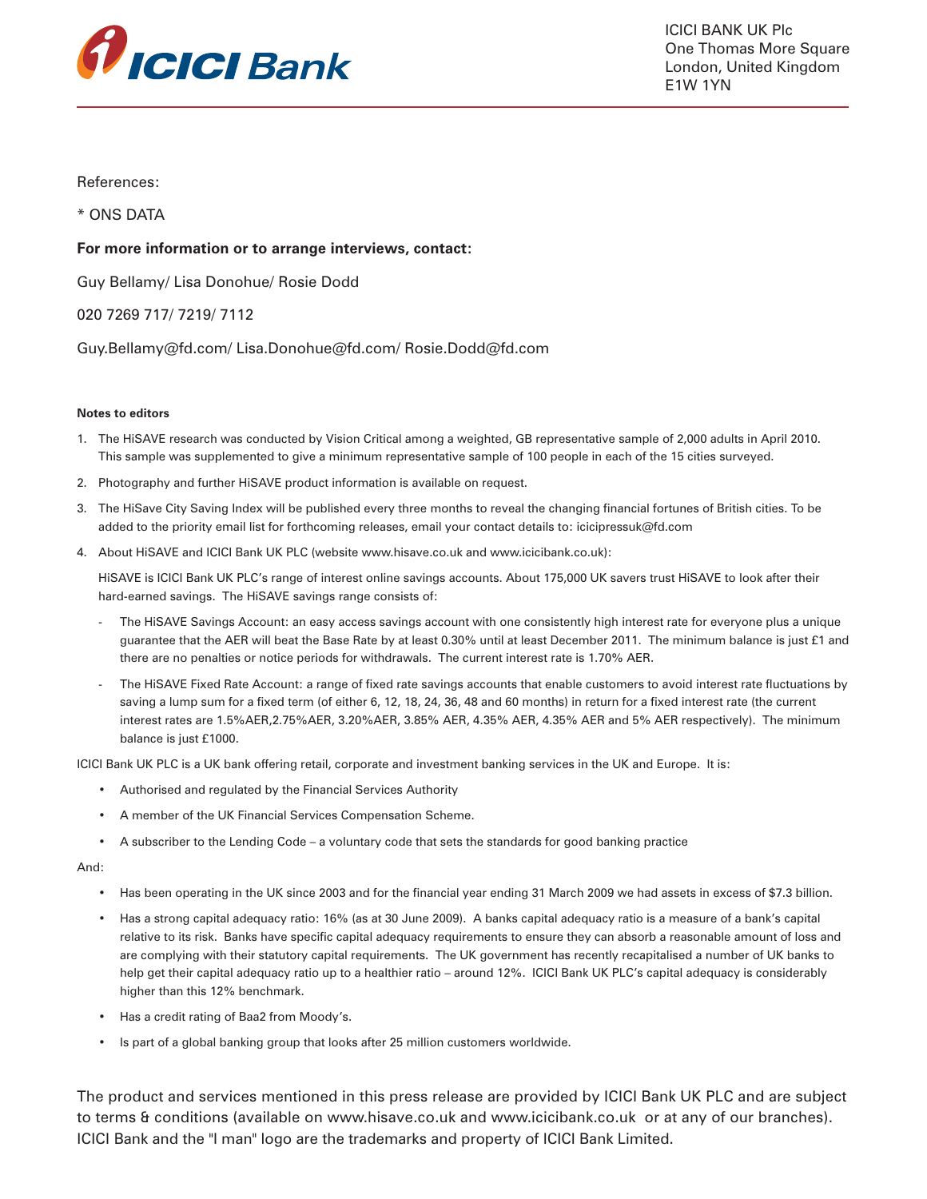ICICI BANK UK Plc
One Thomas More Square
London, United Kingdom
E1W 1YN

References:

* ONS DATA

**For more information or to arrange interviews, contact:**

Guy Bellamy/ Lisa Donohue/ Rosie Dodd

020 7269 717/ 7219/ 7112

Guy.Bellamy@fd.com/ Lisa.Donohue@fd.com/ Rosie.Dodd@fd.com

**Notes to editors**

1. The HiSAVE research was conducted by Vision Critical among a weighted, GB representative sample of 2,000 adults in April 2010. This sample was supplemented to give a minimum representative sample of 100 people in each of the 15 cities surveyed.
2. Photography and further HiSAVE product information is available on request.
3. The HiSave City Saving Index will be published every three months to reveal the changing financial fortunes of British cities. To be added to the priority email list for forthcoming releases, email your contact details to: icicipressuk@fd.com
4. About HiSAVE and ICICI Bank UK PLC (website www.hisave.co.uk and www.icicibank.co.uk):

   HiSAVE is ICICI Bank UK PLC's range of interest online savings accounts. About 175,000 UK savers trust HiSAVE to look after their hard-earned savings. The HiSAVE savings range consists of:

   - The HiSAVE Savings Account: an easy access savings account with one consistently high interest rate for everyone plus a unique guarantee that the AER will beat the Base Rate by at least 0.30% until at least December 2011. The minimum balance is just £1 and there are no penalties or notice periods for withdrawals. The current interest rate is 1.70% AER.
   - The HiSAVE Fixed Rate Account: a range of fixed rate savings accounts that enable customers to avoid interest rate fluctuations by saving a lump sum for a fixed term (of either 6, 12, 18, 24, 36, 48 and 60 months) in return for a fixed interest rate (the current interest rates are 1.5%AER,2.75%AER, 3.20%AER, 3.85% AER, 4.35% AER, 4.35% AER and 5% AER respectively). The minimum balance is just £1000.

ICICI Bank UK PLC is a UK bank offering retail, corporate and investment banking services in the UK and Europe. It is:

- Authorised and regulated by the Financial Services Authority
- A member of the UK Financial Services Compensation Scheme.
- A subscriber to the Lending Code – a voluntary code that sets the standards for good banking practice

And:

- Has been operating in the UK since 2003 and for the financial year ending 31 March 2009 we had assets in excess of $7.3 billion.
- Has a strong capital adequacy ratio: 16% (as at 30 June 2009). A banks capital adequacy ratio is a measure of a bank's capital relative to its risk. Banks have specific capital adequacy requirements to ensure they can absorb a reasonable amount of loss and are complying with their statutory capital requirements. The UK government has recently recapitalised a number of UK banks to help get their capital adequacy ratio up to a healthier ratio – around 12%. ICICI Bank UK PLC's capital adequacy is considerably higher than this 12% benchmark.
- Has a credit rating of Baa2 from Moody's.
- Is part of a global banking group that looks after 25 million customers worldwide.

The product and services mentioned in this press release are provided by ICICI Bank UK PLC and are subject to terms & conditions (available on www.hisave.co.uk and www.icicibank.co.uk or at any of our branches). ICICI Bank and the "I man" logo are the trademarks and property of ICICI Bank Limited.